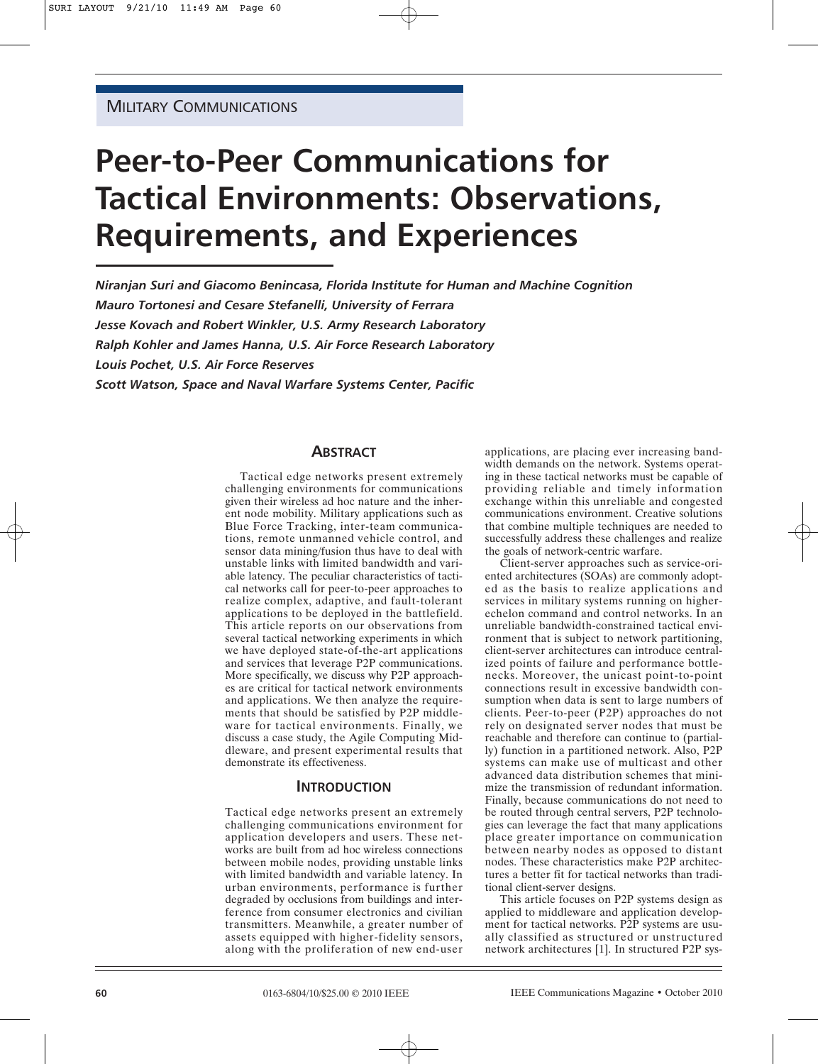MILITARY COMMUNICATIONS

# Peer-to-Peer Communications for Tactical Environments: Observations, Requirements, and Experiences

*Niranjan Suri and Giacomo Benincasa, Florida Institute for Human and Machine Cognition*
*Mauro Tortonesi and Cesare Stefanelli, University of Ferrara*
*Jesse Kovach and Robert Winkler, U.S. Army Research Laboratory*
*Ralph Kohler and James Hanna, U.S. Air Force Research Laboratory*
*Louis Pochet, U.S. Air Force Reserves*
*Scott Watson, Space and Naval Warfare Systems Center, Pacific*

## ABSTRACT

Tactical edge networks present extremely challenging environments for communications given their wireless ad hoc nature and the inherent node mobility. Military applications such as Blue Force Tracking, inter-team communications, remote unmanned vehicle control, and sensor data mining/fusion thus have to deal with unstable links with limited bandwidth and variable latency. The peculiar characteristics of tactical networks call for peer-to-peer approaches to realize complex, adaptive, and fault-tolerant applications to be deployed in the battlefield. This article reports on our observations from several tactical networking experiments in which we have deployed state-of-the-art applications and services that leverage P2P communications. More specifically, we discuss why P2P approaches are critical for tactical network environments and applications. We then analyze the requirements that should be satisfied by P2P middleware for tactical environments. Finally, we discuss a case study, the Agile Computing Middleware, and present experimental results that demonstrate its effectiveness.

## INTRODUCTION

Tactical edge networks present an extremely challenging communications environment for application developers and users. These networks are built from ad hoc wireless connections between mobile nodes, providing unstable links with limited bandwidth and variable latency. In urban environments, performance is further degraded by occlusions from buildings and interference from consumer electronics and civilian transmitters. Meanwhile, a greater number of assets equipped with higher-fidelity sensors, along with the proliferation of new end-user applications, are placing ever increasing bandwidth demands on the network. Systems operating in these tactical networks must be capable of providing reliable and timely information exchange within this unreliable and congested communications environment. Creative solutions that combine multiple techniques are needed to successfully address these challenges and realize the goals of network-centric warfare.

Client-server approaches such as service-oriented architectures (SOAs) are commonly adopted as the basis to realize applications and services in military systems running on higher-echelon command and control networks. In an unreliable bandwidth-constrained tactical environment that is subject to network partitioning, client-server architectures can introduce centralized points of failure and performance bottlenecks. Moreover, the unicast point-to-point connections result in excessive bandwidth consumption when data is sent to large numbers of clients. Peer-to-peer (P2P) approaches do not rely on designated server nodes that must be reachable and therefore can continue to (partially) function in a partitioned network. Also, P2P systems can make use of multicast and other advanced data distribution schemes that minimize the transmission of redundant information. Finally, because communications do not need to be routed through central servers, P2P technologies can leverage the fact that many applications place greater importance on communication between nearby nodes as opposed to distant nodes. These characteristics make P2P architectures a better fit for tactical networks than traditional client-server designs.

This article focuses on P2P systems design as applied to middleware and application development for tactical networks. P2P systems are usually classified as structured or unstructured network architectures [1]. In structured P2P sys-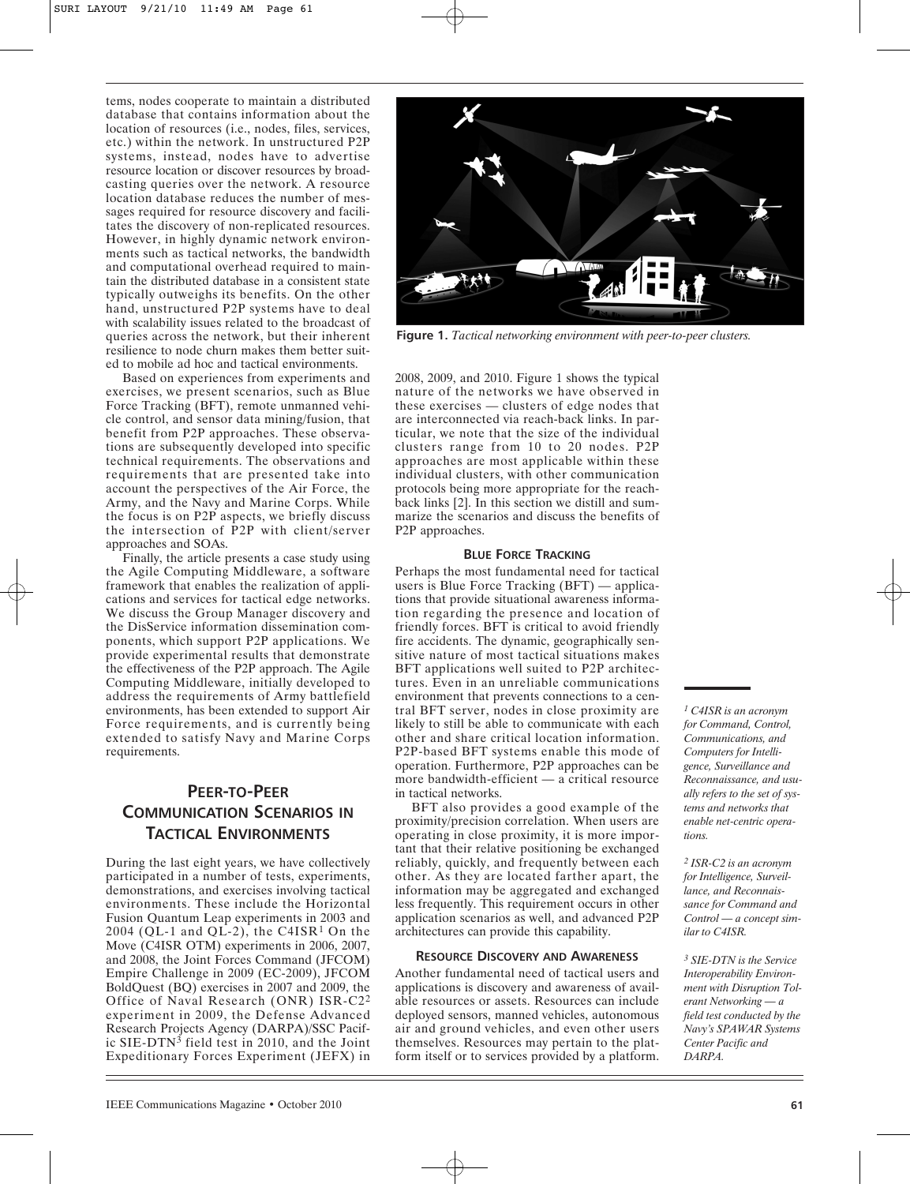tems, nodes cooperate to maintain a distributed database that contains information about the location of resources (i.e., nodes, files, services, etc.) within the network. In unstructured P2P systems, instead, nodes have to advertise resource location or discover resources by broadcasting queries over the network. A resource location database reduces the number of messages required for resource discovery and facilitates the discovery of non-replicated resources. However, in highly dynamic network environments such as tactical networks, the bandwidth and computational overhead required to maintain the distributed database in a consistent state typically outweighs its benefits. On the other hand, unstructured P2P systems have to deal with scalability issues related to the broadcast of queries across the network, but their inherent resilience to node churn makes them better suited to mobile ad hoc and tactical environments.

Based on experiences from experiments and exercises, we present scenarios, such as Blue Force Tracking (BFT), remote unmanned vehicle control, and sensor data mining/fusion, that benefit from P2P approaches. These observations are subsequently developed into specific technical requirements. The observations and requirements that are presented take into account the perspectives of the Air Force, the Army, and the Navy and Marine Corps. While the focus is on P2P aspects, we briefly discuss the intersection of P2P with client/server approaches and SOAs.

Finally, the article presents a case study using the Agile Computing Middleware, a software framework that enables the realization of applications and services for tactical edge networks. We discuss the Group Manager discovery and the DisService information dissemination components, which support P2P applications. We provide experimental results that demonstrate the effectiveness of the P2P approach. The Agile Computing Middleware, initially developed to address the requirements of Army battlefield environments, has been extended to support Air Force requirements, and is currently being extended to satisfy Navy and Marine Corps requirements.

## Peer-to-Peer Communication Scenarios in Tactical Environments

During the last eight years, we have collectively participated in a number of tests, experiments, demonstrations, and exercises involving tactical environments. These include the Horizontal Fusion Quantum Leap experiments in 2003 and 2004 (QL-1 and QL-2), the C4ISR[1] On the Move (C4ISR OTM) experiments in 2006, 2007, and 2008, the Joint Forces Command (JFCOM) Empire Challenge in 2009 (EC-2009), JFCOM BoldQuest (BQ) exercises in 2007 and 2009, the Office of Naval Research (ONR) ISR-C2[2] experiment in 2009, the Defense Advanced Research Projects Agency (DARPA)/SSC Pacific SIE-DTN[3] field test in 2010, and the Joint Expeditionary Forces Experiment (JEFX) in 2008, 2009, and 2010. Figure 1 shows the typical nature of the networks we have observed in these exercises — clusters of edge nodes that are interconnected via reach-back links. In particular, we note that the size of the individual clusters range from 10 to 20 nodes. P2P approaches are most applicable within these individual clusters, with other communication protocols being more appropriate for the reach-back links [2]. In this section we distill and summarize the scenarios and discuss the benefits of P2P approaches.

**Figure 1.** *Tactical networking environment with peer-to-peer clusters.*

### Blue Force Tracking

Perhaps the most fundamental need for tactical users is Blue Force Tracking (BFT) — applications that provide situational awareness information regarding the presence and location of friendly forces. BFT is critical to avoid friendly fire accidents. The dynamic, geographically sensitive nature of most tactical situations makes BFT applications well suited to P2P architectures. Even in an unreliable communications environment that prevents connections to a central BFT server, nodes in close proximity are likely to still be able to communicate with each other and share critical location information. P2P-based BFT systems enable this mode of operation. Furthermore, P2P approaches can be more bandwidth-efficient — a critical resource in tactical networks.

BFT also provides a good example of the proximity/precision correlation. When users are operating in close proximity, it is more important that their relative positioning be exchanged reliably, quickly, and frequently between each other. As they are located farther apart, the information may be aggregated and exchanged less frequently. This requirement occurs in other application scenarios as well, and advanced P2P architectures can provide this capability.

### Resource Discovery and Awareness

Another fundamental need of tactical users and applications is discovery and awareness of available resources or assets. Resources can include deployed sensors, manned vehicles, autonomous air and ground vehicles, and even other users themselves. Resources may pertain to the platform itself or to services provided by a platform.

---

*[1] C4ISR is an acronym for Command, Control, Communications, and Computers for Intelligence, Surveillance and Reconnaissance, and usually refers to the set of systems and networks that enable net-centric operations.*

*[2] ISR-C2 is an acronym for Intelligence, Surveillance, and Reconnaissance for Command and Control — a concept similar to C4ISR.*

*[3] SIE-DTN is the Service Interoperability Environment with Disruption Tolerant Networking — a field test conducted by the Navy's SPAWAR Systems Center Pacific and DARPA.*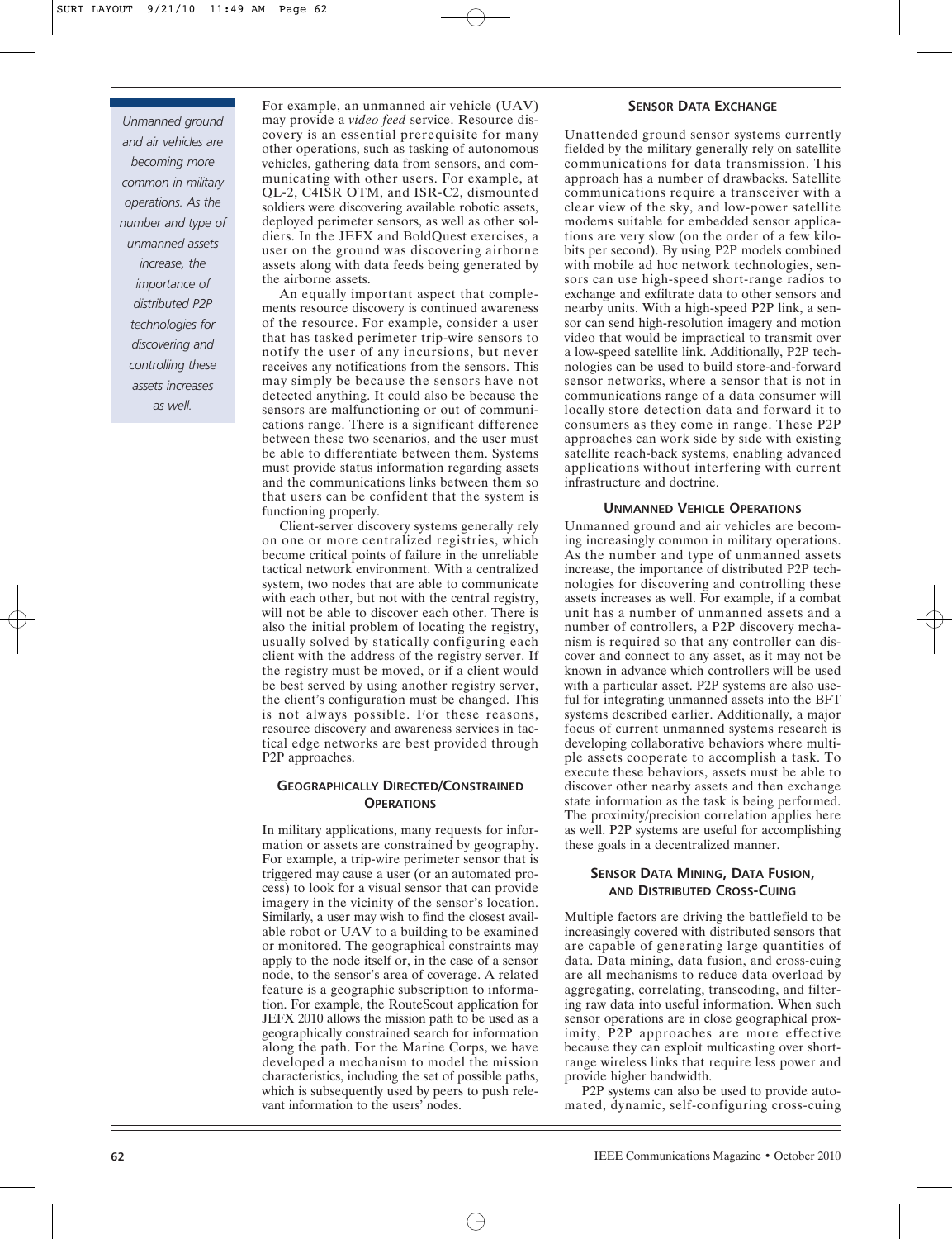For example, an unmanned air vehicle (UAV) may provide a *video feed* service. Resource discovery is an essential prerequisite for many other operations, such as tasking of autonomous vehicles, gathering data from sensors, and communicating with other users. For example, at QL-2, C4ISR OTM, and ISR-C2, dismounted soldiers were discovering available robotic assets, deployed perimeter sensors, as well as other soldiers. In the JEFX and BoldQuest exercises, a user on the ground was discovering airborne assets along with data feeds being generated by the airborne assets.

An equally important aspect that complements resource discovery is continued awareness of the resource. For example, consider a user that has tasked perimeter trip-wire sensors to notify the user of any incursions, but never receives any notifications from the sensors. This may simply be because the sensors have not detected anything. It could also be because the sensors are malfunctioning or out of communications range. There is a significant difference between these two scenarios, and the user must be able to differentiate between them. Systems must provide status information regarding assets and the communications links between them so that users can be confident that the system is functioning properly.

Client-server discovery systems generally rely on one or more centralized registries, which become critical points of failure in the unreliable tactical network environment. With a centralized system, two nodes that are able to communicate with each other, but not with the central registry, will not be able to discover each other. There is also the initial problem of locating the registry, usually solved by statically configuring each client with the address of the registry server. If the registry must be moved, or if a client would be best served by using another registry server, the client's configuration must be changed. This is not always possible. For these reasons, resource discovery and awareness services in tactical edge networks are best provided through P2P approaches.

### Geographically Directed/Constrained Operations

In military applications, many requests for information or assets are constrained by geography. For example, a trip-wire perimeter sensor that is triggered may cause a user (or an automated process) to look for a visual sensor that can provide imagery in the vicinity of the sensor's location. Similarly, a user may wish to find the closest available robot or UAV to a building to be examined or monitored. The geographical constraints may apply to the node itself or, in the case of a sensor node, to the sensor's area of coverage. A related feature is a geographic subscription to information. For example, the RouteScout application for JEFX 2010 allows the mission path to be used as a geographically constrained search for information along the path. For the Marine Corps, we have developed a mechanism to model the mission characteristics, including the set of possible paths, which is subsequently used by peers to push relevant information to the users' nodes.

### Sensor Data Exchange

Unattended ground sensor systems currently fielded by the military generally rely on satellite communications for data transmission. This approach has a number of drawbacks. Satellite communications require a transceiver with a clear view of the sky, and low-power satellite modems suitable for embedded sensor applications are very slow (on the order of a few kilobits per second). By using P2P models combined with mobile ad hoc network technologies, sensors can use high-speed short-range radios to exchange and exfiltrate data to other sensors and nearby units. With a high-speed P2P link, a sensor can send high-resolution imagery and motion video that would be impractical to transmit over a low-speed satellite link. Additionally, P2P technologies can be used to build store-and-forward sensor networks, where a sensor that is not in communications range of a data consumer will locally store detection data and forward it to consumers as they come in range. These P2P approaches can work side by side with existing satellite reach-back systems, enabling advanced applications without interfering with current infrastructure and doctrine.

### Unmanned Vehicle Operations

*Unmanned ground and air vehicles are becoming more common in military operations. As the number and type of unmanned assets increase, the importance of distributed P2P technologies for discovering and controlling these assets increases as well.*

Unmanned ground and air vehicles are becoming increasingly common in military operations. As the number and type of unmanned assets increase, the importance of distributed P2P technologies for discovering and controlling these assets increases as well. For example, if a combat unit has a number of unmanned assets and a number of controllers, a P2P discovery mechanism is required so that any controller can discover and connect to any asset, as it may not be known in advance which controllers will be used with a particular asset. P2P systems are also useful for integrating unmanned assets into the BFT systems described earlier. Additionally, a major focus of current unmanned systems research is developing collaborative behaviors where multiple assets cooperate to accomplish a task. To execute these behaviors, assets must be able to discover other nearby assets and then exchange state information as the task is being performed. The proximity/precision correlation applies here as well. P2P systems are useful for accomplishing these goals in a decentralized manner.

### Sensor Data Mining, Data Fusion, and Distributed Cross-Cuing

Multiple factors are driving the battlefield to be increasingly covered with distributed sensors that are capable of generating large quantities of data. Data mining, data fusion, and cross-cuing are all mechanisms to reduce data overload by aggregating, correlating, transcoding, and filtering raw data into useful information. When such sensor operations are in close geographical proximity, P2P approaches are more effective because they can exploit multicasting over short-range wireless links that require less power and provide higher bandwidth.

P2P systems can also be used to provide automated, dynamic, self-configuring cross-cuing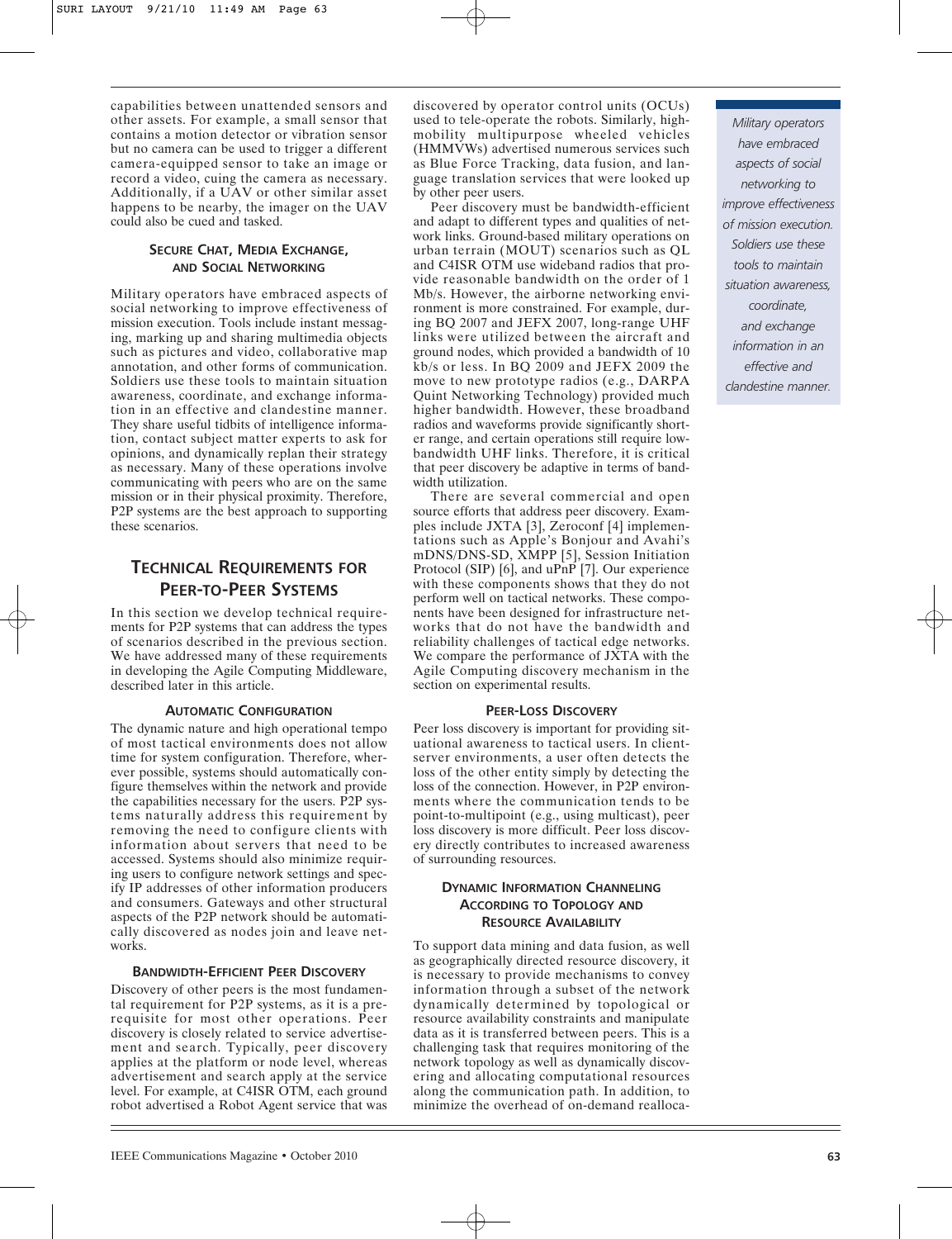capabilities between unattended sensors and other assets. For example, a small sensor that contains a motion detector or vibration sensor but no camera can be used to trigger a different camera-equipped sensor to take an image or record a video, cuing the camera as necessary. Additionally, if a UAV or other similar asset happens to be nearby, the imager on the UAV could also be cued and tasked.

### SECURE CHAT, MEDIA EXCHANGE, AND SOCIAL NETWORKING

Military operators have embraced aspects of social networking to improve effectiveness of mission execution. Tools include instant messaging, marking up and sharing multimedia objects such as pictures and video, collaborative map annotation, and other forms of communication. Soldiers use these tools to maintain situation awareness, coordinate, and exchange information in an effective and clandestine manner. They share useful tidbits of intelligence information, contact subject matter experts to ask for opinions, and dynamically replan their strategy as necessary. Many of these operations involve communicating with peers who are on the same mission or in their physical proximity. Therefore, P2P systems are the best approach to supporting these scenarios.

## TECHNICAL REQUIREMENTS FOR PEER-TO-PEER SYSTEMS

In this section we develop technical requirements for P2P systems that can address the types of scenarios described in the previous section. We have addressed many of these requirements in developing the Agile Computing Middleware, described later in this article.

### AUTOMATIC CONFIGURATION

The dynamic nature and high operational tempo of most tactical environments does not allow time for system configuration. Therefore, wherever possible, systems should automatically configure themselves within the network and provide the capabilities necessary for the users. P2P systems naturally address this requirement by removing the need to configure clients with information about servers that need to be accessed. Systems should also minimize requiring users to configure network settings and specify IP addresses of other information producers and consumers. Gateways and other structural aspects of the P2P network should be automatically discovered as nodes join and leave networks.

### BANDWIDTH-EFFICIENT PEER DISCOVERY

Discovery of other peers is the most fundamental requirement for P2P systems, as it is a prerequisite for most other operations. Peer discovery is closely related to service advertisement and search. Typically, peer discovery applies at the platform or node level, whereas advertisement and search apply at the service level. For example, at C4ISR OTM, each ground robot advertised a Robot Agent service that was discovered by operator control units (OCUs) used to tele-operate the robots. Similarly, high-mobility multipurpose wheeled vehicles (HMMVWs) advertised numerous services such as Blue Force Tracking, data fusion, and language translation services that were looked up by other peer users.

Peer discovery must be bandwidth-efficient and adapt to different types and qualities of network links. Ground-based military operations on urban terrain (MOUT) scenarios such as QL and C4ISR OTM use wideband radios that provide reasonable bandwidth on the order of 1 Mb/s. However, the airborne networking environment is more constrained. For example, during BQ 2007 and JEFX 2007, long-range UHF links were utilized between the aircraft and ground nodes, which provided a bandwidth of 10 kb/s or less. In BQ 2009 and JEFX 2009 the move to new prototype radios (e.g., DARPA Quint Networking Technology) provided much higher bandwidth. However, these broadband radios and waveforms provide significantly shorter range, and certain operations still require low-bandwidth UHF links. Therefore, it is critical that peer discovery be adaptive in terms of bandwidth utilization.

There are several commercial and open source efforts that address peer discovery. Examples include JXTA [3], Zeroconf [4] implementations such as Apple's Bonjour and Avahi's mDNS/DNS-SD, XMPP [5], Session Initiation Protocol (SIP) [6], and uPnP [7]. Our experience with these components shows that they do not perform well on tactical networks. These components have been designed for infrastructure networks that do not have the bandwidth and reliability challenges of tactical edge networks. We compare the performance of JXTA with the Agile Computing discovery mechanism in the section on experimental results.

### PEER-LOSS DISCOVERY

Peer loss discovery is important for providing situational awareness to tactical users. In client-server environments, a user often detects the loss of the other entity simply by detecting the loss of the connection. However, in P2P environments where the communication tends to be point-to-multipoint (e.g., using multicast), peer loss discovery is more difficult. Peer loss discovery directly contributes to increased awareness of surrounding resources.

### DYNAMIC INFORMATION CHANNELING ACCORDING TO TOPOLOGY AND RESOURCE AVAILABILITY

To support data mining and data fusion, as well as geographically directed resource discovery, it is necessary to provide mechanisms to convey information through a subset of the network dynamically determined by topological or resource availability constraints and manipulate data as it is transferred between peers. This is a challenging task that requires monitoring of the network topology as well as dynamically discovering and allocating computational resources along the communication path. In addition, to minimize the overhead of on-demand realloca-

*Military operators have embraced aspects of social networking to improve effectiveness of mission execution. Soldiers use these tools to maintain situation awareness, coordinate, and exchange information in an effective and clandestine manner.*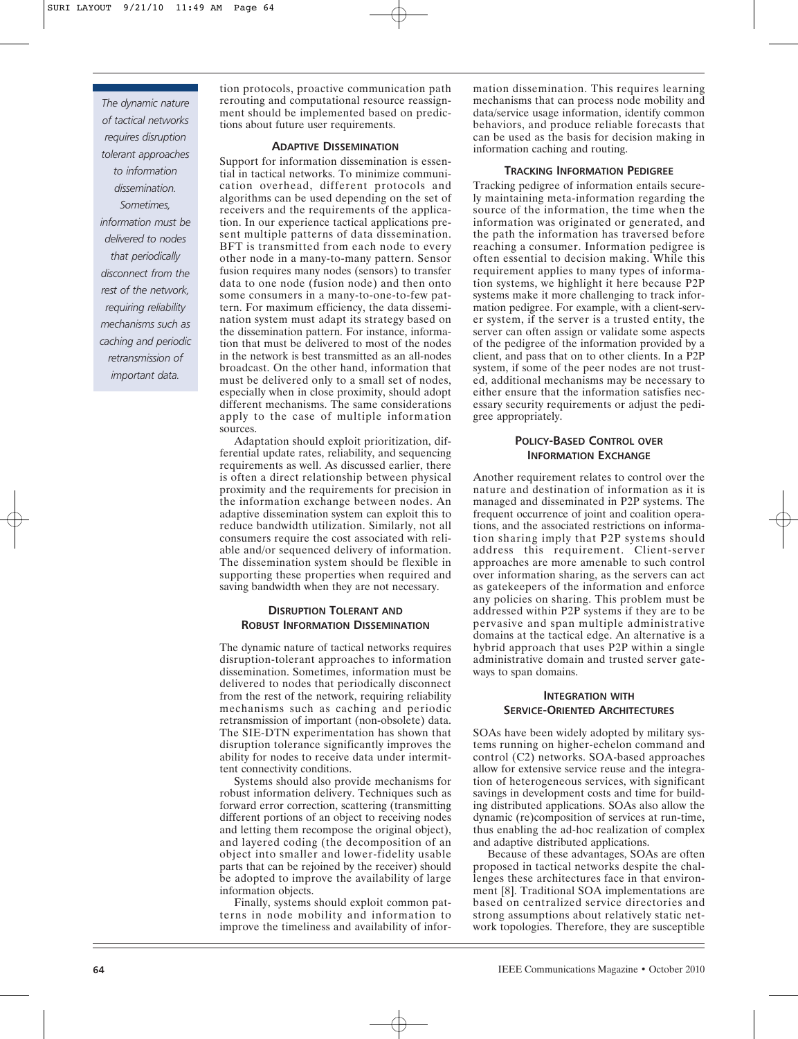> The dynamic nature of tactical networks requires disruption tolerant approaches to information dissemination. Sometimes, information must be delivered to nodes that periodically disconnect from the rest of the network, requiring reliability mechanisms such as caching and periodic retransmission of important data.

tion protocols, proactive communication path rerouting and computational resource reassignment should be implemented based on predictions about future user requirements.

### ADAPTIVE DISSEMINATION

Support for information dissemination is essential in tactical networks. To minimize communication overhead, different protocols and algorithms can be used depending on the set of receivers and the requirements of the application. In our experience tactical applications present multiple patterns of data dissemination. BFT is transmitted from each node to every other node in a many-to-many pattern. Sensor fusion requires many nodes (sensors) to transfer data to one node (fusion node) and then onto some consumers in a many-to-one-to-few pattern. For maximum efficiency, the data dissemination system must adapt its strategy based on the dissemination pattern. For instance, information that must be delivered to most of the nodes in the network is best transmitted as an all-nodes broadcast. On the other hand, information that must be delivered only to a small set of nodes, especially when in close proximity, should adopt different mechanisms. The same considerations apply to the case of multiple information sources.

Adaptation should exploit prioritization, differential update rates, reliability, and sequencing requirements as well. As discussed earlier, there is often a direct relationship between physical proximity and the requirements for precision in the information exchange between nodes. An adaptive dissemination system can exploit this to reduce bandwidth utilization. Similarly, not all consumers require the cost associated with reliable and/or sequenced delivery of information. The dissemination system should be flexible in supporting these properties when required and saving bandwidth when they are not necessary.

### DISRUPTION TOLERANT AND ROBUST INFORMATION DISSEMINATION

The dynamic nature of tactical networks requires disruption-tolerant approaches to information dissemination. Sometimes, information must be delivered to nodes that periodically disconnect from the rest of the network, requiring reliability mechanisms such as caching and periodic retransmission of important (non-obsolete) data. The SIE-DTN experimentation has shown that disruption tolerance significantly improves the ability for nodes to receive data under intermittent connectivity conditions.

Systems should also provide mechanisms for robust information delivery. Techniques such as forward error correction, scattering (transmitting different portions of an object to receiving nodes and letting them recompose the original object), and layered coding (the decomposition of an object into smaller and lower-fidelity usable parts that can be rejoined by the receiver) should be adopted to improve the availability of large information objects.

Finally, systems should exploit common patterns in node mobility and information to improve the timeliness and availability of information dissemination. This requires learning mechanisms that can process node mobility and data/service usage information, identify common behaviors, and produce reliable forecasts that can be used as the basis for decision making in information caching and routing.

### TRACKING INFORMATION PEDIGREE

Tracking pedigree of information entails securely maintaining meta-information regarding the source of the information, the time when the information was originated or generated, and the path the information has traversed before reaching a consumer. Information pedigree is often essential to decision making. While this requirement applies to many types of information systems, we highlight it here because P2P systems make it more challenging to track information pedigree. For example, with a client-server system, if the server is a trusted entity, the server can often assign or validate some aspects of the pedigree of the information provided by a client, and pass that on to other clients. In a P2P system, if some of the peer nodes are not trusted, additional mechanisms may be necessary to either ensure that the information satisfies necessary security requirements or adjust the pedigree appropriately.

### POLICY-BASED CONTROL OVER INFORMATION EXCHANGE

Another requirement relates to control over the nature and destination of information as it is managed and disseminated in P2P systems. The frequent occurrence of joint and coalition operations, and the associated restrictions on information sharing imply that P2P systems should address this requirement. Client-server approaches are more amenable to such control over information sharing, as the servers can act as gatekeepers of the information and enforce any policies on sharing. This problem must be addressed within P2P systems if they are to be pervasive and span multiple administrative domains at the tactical edge. An alternative is a hybrid approach that uses P2P within a single administrative domain and trusted server gateways to span domains.

### INTEGRATION WITH SERVICE-ORIENTED ARCHITECTURES

SOAs have been widely adopted by military systems running on higher-echelon command and control (C2) networks. SOA-based approaches allow for extensive service reuse and the integration of heterogeneous services, with significant savings in development costs and time for building distributed applications. SOAs also allow the dynamic (re)composition of services at run-time, thus enabling the ad-hoc realization of complex and adaptive distributed applications.

Because of these advantages, SOAs are often proposed in tactical networks despite the challenges these architectures face in that environment [8]. Traditional SOA implementations are based on centralized service directories and strong assumptions about relatively static network topologies. Therefore, they are susceptible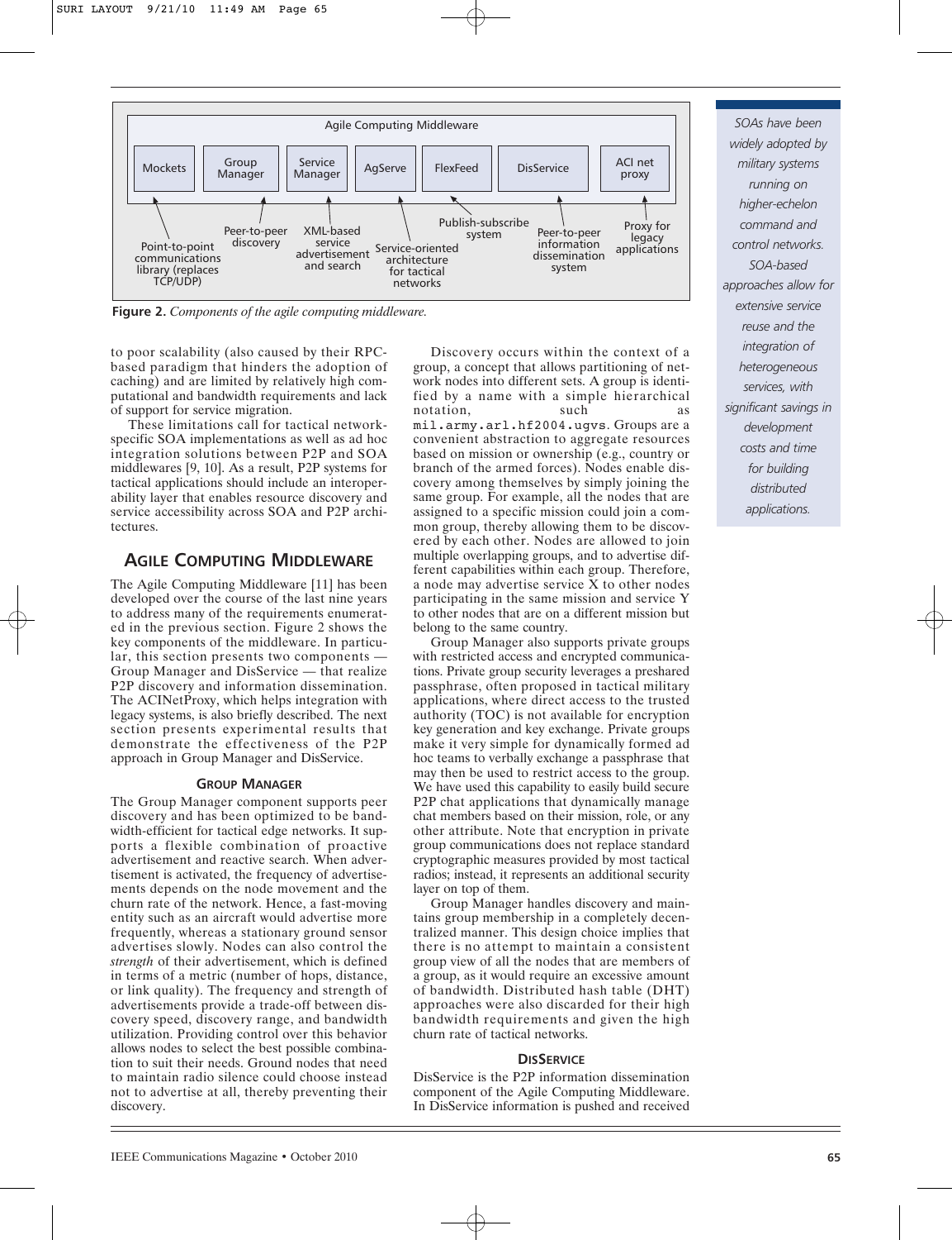Agile Computing Middleware

| Mockets | Group Manager | Service Manager | AgServe | FlexFeed | DisService | ACI net proxy |
|---|---|---|---|---|---|---|
| Point-to-point communications library (replaces TCP/UDP) | Peer-to-peer discovery | XML-based service advertisement and search | Service-oriented architecture for tactical networks | Publish-subscribe system | Peer-to-peer information dissemination system | Proxy for legacy applications |

**Figure 2.** *Components of the agile computing middleware.*

to poor scalability (also caused by their RPC-based paradigm that hinders the adoption of caching) and are limited by relatively high computational and bandwidth requirements and lack of support for service migration.

These limitations call for tactical network-specific SOA implementations as well as ad hoc integration solutions between P2P and SOA middlewares [9, 10]. As a result, P2P systems for tactical applications should include an interoperability layer that enables resource discovery and service accessibility across SOA and P2P architectures.

*SOAs have been widely adopted by military systems running on higher-echelon command and control networks. SOA-based approaches allow for extensive service reuse and the integration of heterogeneous services, with significant savings in development costs and time for building distributed applications.*

## Agile Computing Middleware

The Agile Computing Middleware [11] has been developed over the course of the last nine years to address many of the requirements enumerated in the previous section. Figure 2 shows the key components of the middleware. In particular, this section presents two components — Group Manager and DisService — that realize P2P discovery and information dissemination. The ACINetProxy, which helps integration with legacy systems, is also briefly described. The next section presents experimental results that demonstrate the effectiveness of the P2P approach in Group Manager and DisService.

### Group Manager

The Group Manager component supports peer discovery and has been optimized to be bandwidth-efficient for tactical edge networks. It supports a flexible combination of proactive advertisement and reactive search. When advertisement is activated, the frequency of advertisements depends on the node movement and the churn rate of the network. Hence, a fast-moving entity such as an aircraft would advertise more frequently, whereas a stationary ground sensor advertises slowly. Nodes can also control the *strength* of their advertisement, which is defined in terms of a metric (number of hops, distance, or link quality). The frequency and strength of advertisements provide a trade-off between discovery speed, discovery range, and bandwidth utilization. Providing control over this behavior allows nodes to select the best possible combination to suit their needs. Ground nodes that need to maintain radio silence could choose instead not to advertise at all, thereby preventing their discovery.

Discovery occurs within the context of a group, a concept that allows partitioning of network nodes into different sets. A group is identified by a name with a simple hierarchical notation, such as `mil.army.arl.hf2004.ugvs`. Groups are a convenient abstraction to aggregate resources based on mission or ownership (e.g., country or branch of the armed forces). Nodes enable discovery among themselves by simply joining the same group. For example, all the nodes that are assigned to a specific mission could join a common group, thereby allowing them to be discovered by each other. Nodes are allowed to join multiple overlapping groups, and to advertise different capabilities within each group. Therefore, a node may advertise service X to other nodes participating in the same mission and service Y to other nodes that are on a different mission but belong to the same country.

Group Manager also supports private groups with restricted access and encrypted communications. Private group security leverages a preshared passphrase, often proposed in tactical military applications, where direct access to the trusted authority (TOC) is not available for encryption key generation and key exchange. Private groups make it very simple for dynamically formed ad hoc teams to verbally exchange a passphrase that may then be used to restrict access to the group. We have used this capability to easily build secure P2P chat applications that dynamically manage chat members based on their mission, role, or any other attribute. Note that encryption in private group communications does not replace standard cryptographic measures provided by most tactical radios; instead, it represents an additional security layer on top of them.

Group Manager handles discovery and maintains group membership in a completely decentralized manner. This design choice implies that there is no attempt to maintain a consistent group view of all the nodes that are members of a group, as it would require an excessive amount of bandwidth. Distributed hash table (DHT) approaches were also discarded for their high bandwidth requirements and given the high churn rate of tactical networks.

### DisService

DisService is the P2P information dissemination component of the Agile Computing Middleware. In DisService information is pushed and received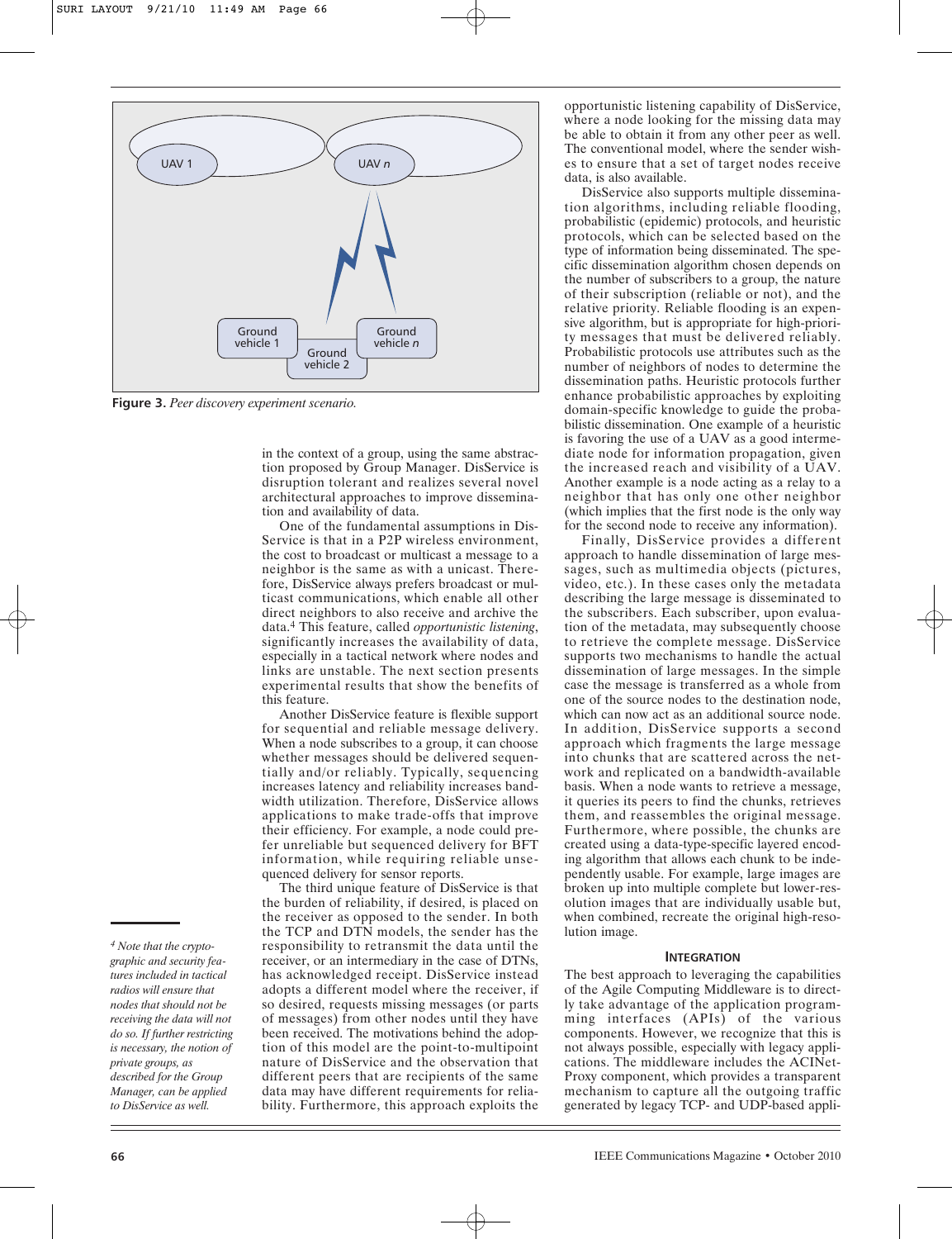Figure 3. *Peer discovery experiment scenario.*

in the context of a group, using the same abstraction proposed by Group Manager. DisService is disruption tolerant and realizes several novel architectural approaches to improve dissemination and availability of data.

One of the fundamental assumptions in DisService is that in a P2P wireless environment, the cost to broadcast or multicast a message to a neighbor is the same as with a unicast. Therefore, DisService always prefers broadcast or multicast communications, which enable all other direct neighbors to also receive and archive the data.[4] This feature, called *opportunistic listening*, significantly increases the availability of data, especially in a tactical network where nodes and links are unstable. The next section presents experimental results that show the benefits of this feature.

Another DisService feature is flexible support for sequential and reliable message delivery. When a node subscribes to a group, it can choose whether messages should be delivered sequentially and/or reliably. Typically, sequencing increases latency and reliability increases bandwidth utilization. Therefore, DisService allows applications to make trade-offs that improve their efficiency. For example, a node could prefer unreliable but sequenced delivery for BFT information, while requiring reliable unsequenced delivery for sensor reports.

The third unique feature of DisService is that the burden of reliability, if desired, is placed on the receiver as opposed to the sender. In both the TCP and DTN models, the sender has the responsibility to retransmit the data until the receiver, or an intermediary in the case of DTNs, has acknowledged receipt. DisService instead adopts a different model where the receiver, if so desired, requests missing messages (or parts of messages) from other nodes until they have been received. The motivations behind the adoption of this model are the point-to-multipoint nature of DisService and the observation that different peers that are recipients of the same data may have different requirements for reliability. Furthermore, this approach exploits the opportunistic listening capability of DisService, where a node looking for the missing data may be able to obtain it from any other peer as well. The conventional model, where the sender wishes to ensure that a set of target nodes receive data, is also available.

DisService also supports multiple dissemination algorithms, including reliable flooding, probabilistic (epidemic) protocols, and heuristic protocols, which can be selected based on the type of information being disseminated. The specific dissemination algorithm chosen depends on the number of subscribers to a group, the nature of their subscription (reliable or not), and the relative priority. Reliable flooding is an expensive algorithm, but is appropriate for high-priority messages that must be delivered reliably. Probabilistic protocols use attributes such as the number of neighbors of nodes to determine the dissemination paths. Heuristic protocols further enhance probabilistic approaches by exploiting domain-specific knowledge to guide the probabilistic dissemination. One example of a heuristic is favoring the use of a UAV as a good intermediate node for information propagation, given the increased reach and visibility of a UAV. Another example is a node acting as a relay to a neighbor that has only one other neighbor (which implies that the first node is the only way for the second node to receive any information).

Finally, DisService provides a different approach to handle dissemination of large messages, such as multimedia objects (pictures, video, etc.). In these cases only the metadata describing the large message is disseminated to the subscribers. Each subscriber, upon evaluation of the metadata, may subsequently choose to retrieve the complete message. DisService supports two mechanisms to handle the actual dissemination of large messages. In the simple case the message is transferred as a whole from one of the source nodes to the destination node, which can now act as an additional source node. In addition, DisService supports a second approach which fragments the large message into chunks that are scattered across the network and replicated on a bandwidth-available basis. When a node wants to retrieve a message, it queries its peers to find the chunks, retrieves them, and reassembles the original message. Furthermore, where possible, the chunks are created using a data-type-specific layered encoding algorithm that allows each chunk to be independently usable. For example, large images are broken up into multiple complete but lower-resolution images that are individually usable but, when combined, recreate the original high-resolution image.

## INTEGRATION

The best approach to leveraging the capabilities of the Agile Computing Middleware is to directly take advantage of the application programming interfaces (APIs) of the various components. However, we recognize that this is not always possible, especially with legacy applications. The middleware includes the ACINetProxy component, which provides a transparent mechanism to capture all the outgoing traffic generated by legacy TCP- and UDP-based appli-

[4] *Note that the cryptographic and security features included in tactical radios will ensure that nodes that should not be receiving the data will not do so. If further restricting is necessary, the notion of private groups, as described for the Group Manager, can be applied to DisService as well.*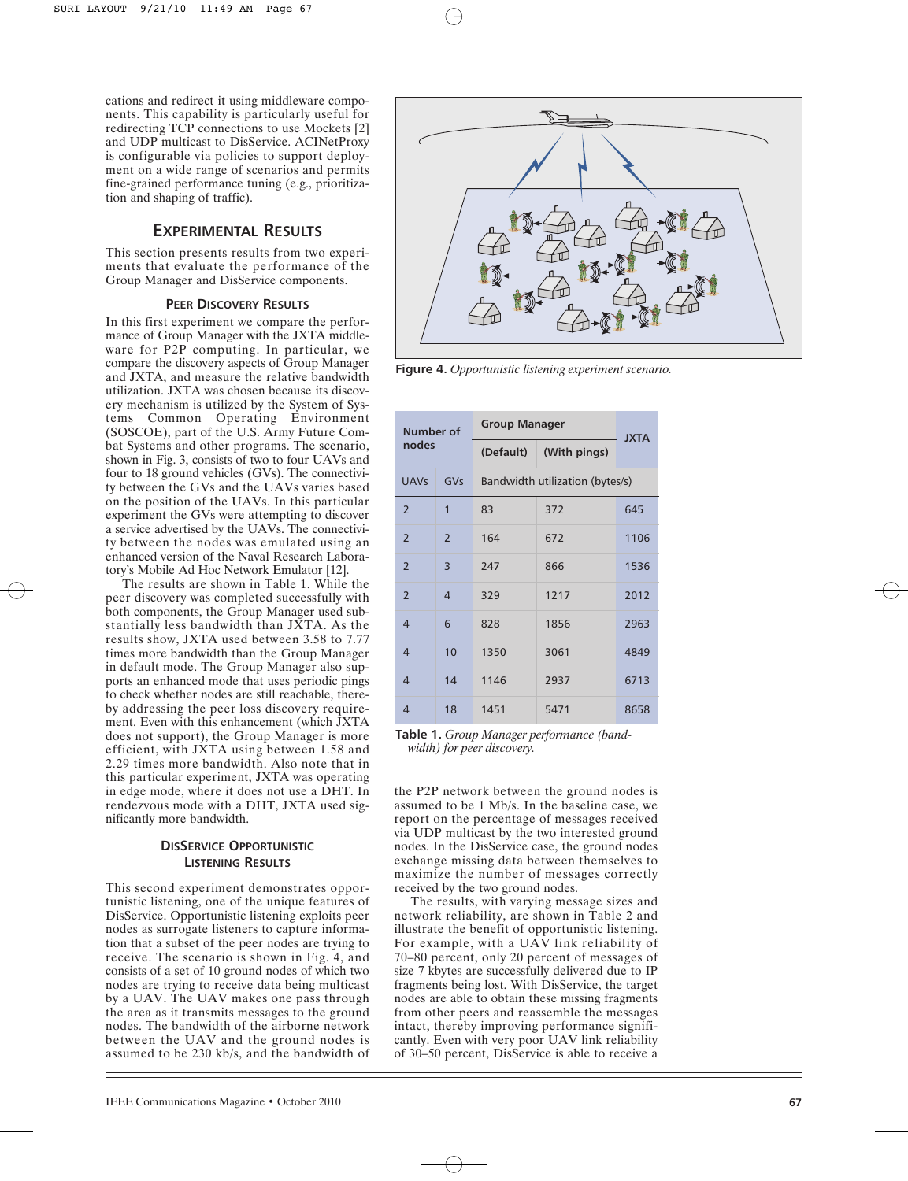cations and redirect it using middleware components. This capability is particularly useful for redirecting TCP connections to use Mockets [2] and UDP multicast to DisService. ACINetProxy is configurable via policies to support deployment on a wide range of scenarios and permits fine-grained performance tuning (e.g., prioritization and shaping of traffic).

## EXPERIMENTAL RESULTS

This section presents results from two experiments that evaluate the performance of the Group Manager and DisService components.

### PEER DISCOVERY RESULTS

In this first experiment we compare the performance of Group Manager with the JXTA middleware for P2P computing. In particular, we compare the discovery aspects of Group Manager and JXTA, and measure the relative bandwidth utilization. JXTA was chosen because its discovery mechanism is utilized by the System of Systems Common Operating Environment (SOSCOE), part of the U.S. Army Future Combat Systems and other programs. The scenario, shown in Fig. 3, consists of two to four UAVs and four to 18 ground vehicles (GVs). The connectivity between the GVs and the UAVs varies based on the position of the UAVs. In this particular experiment the GVs were attempting to discover a service advertised by the UAVs. The connectivity between the nodes was emulated using an enhanced version of the Naval Research Laboratory's Mobile Ad Hoc Network Emulator [12].

The results are shown in Table 1. While the peer discovery was completed successfully with both components, the Group Manager used substantially less bandwidth than JXTA. As the results show, JXTA used between 3.58 to 7.77 times more bandwidth than the Group Manager in default mode. The Group Manager also supports an enhanced mode that uses periodic pings to check whether nodes are still reachable, thereby addressing the peer loss discovery requirement. Even with this enhancement (which JXTA does not support), the Group Manager is more efficient, with JXTA using between 1.58 and 2.29 times more bandwidth. Also note that in this particular experiment, JXTA was operating in edge mode, where it does not use a DHT. In rendezvous mode with a DHT, JXTA used significantly more bandwidth.

### DISSERVICE OPPORTUNISTIC LISTENING RESULTS

This second experiment demonstrates opportunistic listening, one of the unique features of DisService. Opportunistic listening exploits peer nodes as surrogate listeners to capture information that a subset of the peer nodes are trying to receive. The scenario is shown in Fig. 4, and consists of a set of 10 ground nodes of which two nodes are trying to receive data being multicast by a UAV. The UAV makes one pass through the area as it transmits messages to the ground nodes. The bandwidth of the airborne network between the UAV and the ground nodes is assumed to be 230 kb/s, and the bandwidth of the P2P network between the ground nodes is assumed to be 1 Mb/s. In the baseline case, we report on the percentage of messages received via UDP multicast by the two interested ground nodes. In the DisService case, the ground nodes exchange missing data between themselves to maximize the number of messages correctly received by the two ground nodes.

The results, with varying message sizes and network reliability, are shown in Table 2 and illustrate the benefit of opportunistic listening. For example, with a UAV link reliability of 70–80 percent, only 20 percent of messages of size 7 kbytes are successfully delivered due to IP fragments being lost. With DisService, the target nodes are able to obtain these missing fragments from other peers and reassemble the messages intact, thereby improving performance significantly. Even with very poor UAV link reliability of 30–50 percent, DisService is able to receive a

**Figure 4.** *Opportunistic listening experiment scenario.*

| Number of nodes | | Group Manager | | JXTA |
|---|---|---|---|---|
| | | (Default) | (With pings) | |
| UAVs | GVs | Bandwidth utilization (bytes/s) | | |
| 2 | 1 | 83 | 372 | 645 |
| 2 | 2 | 164 | 672 | 1106 |
| 2 | 3 | 247 | 866 | 1536 |
| 2 | 4 | 329 | 1217 | 2012 |
| 4 | 6 | 828 | 1856 | 2963 |
| 4 | 10 | 1350 | 3061 | 4849 |
| 4 | 14 | 1146 | 2937 | 6713 |
| 4 | 18 | 1451 | 5471 | 8658 |

**Table 1.** *Group Manager performance (bandwidth) for peer discovery.*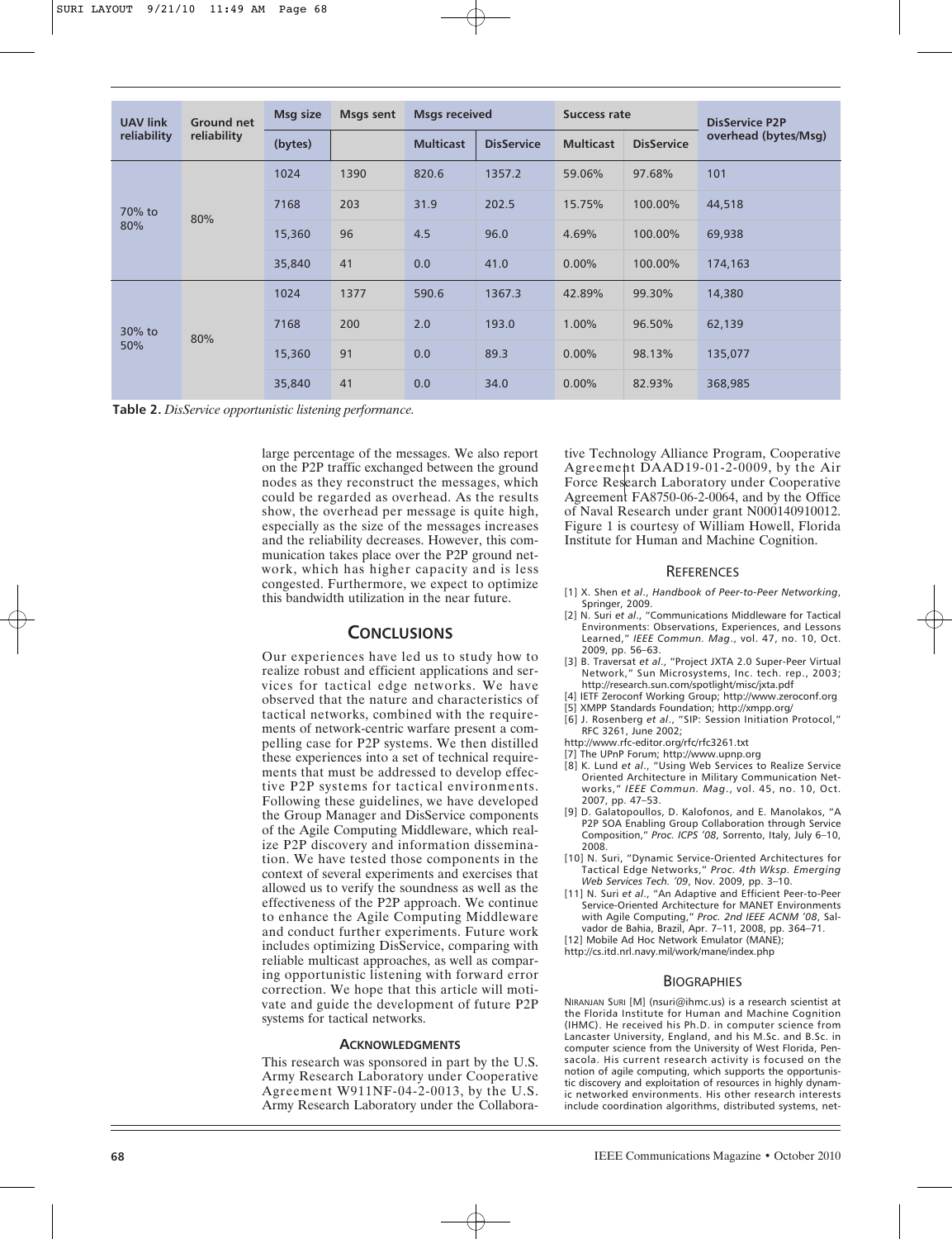| UAV link reliability | Ground net reliability | Msg size (bytes) | Msgs sent | Msgs received | | Success rate | | DisService P2P overhead (bytes/Msg) |
|---|---|---|---|---|---|---|---|---|
| | | | | Multicast | DisService | Multicast | DisService | |
| 70% to 80% | 80% | 1024 | 1390 | 820.6 | 1357.2 | 59.06% | 97.68% | 101 |
| | | 7168 | 203 | 31.9 | 202.5 | 15.75% | 100.00% | 44,518 |
| | | 15,360 | 96 | 4.5 | 96.0 | 4.69% | 100.00% | 69,938 |
| | | 35,840 | 41 | 0.0 | 41.0 | 0.00% | 100.00% | 174,163 |
| 30% to 50% | 80% | 1024 | 1377 | 590.6 | 1367.3 | 42.89% | 99.30% | 14,380 |
| | | 7168 | 200 | 2.0 | 193.0 | 1.00% | 96.50% | 62,139 |
| | | 15,360 | 91 | 0.0 | 89.3 | 0.00% | 98.13% | 135,077 |
| | | 35,840 | 41 | 0.0 | 34.0 | 0.00% | 82.93% | 368,985 |

**Table 2.** *DisService opportunistic listening performance.*

large percentage of the messages. We also report on the P2P traffic exchanged between the ground nodes as they reconstruct the messages, which could be regarded as overhead. As the results show, the overhead per message is quite high, especially as the size of the messages increases and the reliability decreases. However, this communication takes place over the P2P ground network, which has higher capacity and is less congested. Furthermore, we expect to optimize this bandwidth utilization in the near future.

## CONCLUSIONS

Our experiences have led us to study how to realize robust and efficient applications and services for tactical edge networks. We have observed that the nature and characteristics of tactical networks, combined with the requirements of network-centric warfare present a compelling case for P2P systems. We then distilled these experiences into a set of technical requirements that must be addressed to develop effective P2P systems for tactical environments. Following these guidelines, we have developed the Group Manager and DisService components of the Agile Computing Middleware, which realize P2P discovery and information dissemination. We have tested those components in the context of several experiments and exercises that allowed us to verify the soundness as well as the effectiveness of the P2P approach. We continue to enhance the Agile Computing Middleware and conduct further experiments. Future work includes optimizing DisService, comparing with reliable multicast approaches, as well as comparing opportunistic listening with forward error correction. We hope that this article will motivate and guide the development of future P2P systems for tactical networks.

### ACKNOWLEDGMENTS

This research was sponsored in part by the U.S. Army Research Laboratory under Cooperative Agreement W911NF-04-2-0013, by the U.S. Army Research Laboratory under the Collaborative Technology Alliance Program, Cooperative Agreement DAAD19-01-2-0009, by the Air Force Research Laboratory under Cooperative Agreement FA8750-06-2-0064, and by the Office of Naval Research under grant N000140910012. Figure 1 is courtesy of William Howell, Florida Institute for Human and Machine Cognition.

## REFERENCES

[1] X. Shen *et al.*, *Handbook of Peer-to-Peer Networking*, Springer, 2009.

[2] N. Suri *et al.*, "Communications Middleware for Tactical Environments: Observations, Experiences, and Lessons Learned," *IEEE Commun. Mag.*, vol. 47, no. 10, Oct. 2009, pp. 56–63.

[3] B. Traversat *et al.*, "Project JXTA 2.0 Super-Peer Virtual Network," Sun Microsystems, Inc. tech. rep., 2003; http://research.sun.com/spotlight/misc/jxta.pdf

[4] IETF Zeroconf Working Group; http://www.zeroconf.org

[5] XMPP Standards Foundation; http://xmpp.org/

[6] J. Rosenberg *et al.*, "SIP: Session Initiation Protocol," RFC 3261, June 2002; http://www.rfc-editor.org/rfc/rfc3261.txt

[7] The UPnP Forum; http://www.upnp.org

[8] K. Lund *et al.*, "Using Web Services to Realize Service Oriented Architecture in Military Communication Networks," *IEEE Commun. Mag.*, vol. 45, no. 10, Oct. 2007, pp. 47–53.

[9] D. Galatopoullos, D. Kalofonos, and E. Manolakos, "A P2P SOA Enabling Group Collaboration through Service Composition," *Proc. ICPS '08*, Sorrento, Italy, July 6–10, 2008.

[10] N. Suri, "Dynamic Service-Oriented Architectures for Tactical Edge Networks," *Proc. 4th Wksp. Emerging Web Services Tech. '09*, Nov. 2009, pp. 3–10.

[11] N. Suri *et al.*, "An Adaptive and Efficient Peer-to-Peer Service-Oriented Architecture for MANET Environments with Agile Computing," *Proc. 2nd IEEE ACNM '08*, Salvador de Bahia, Brazil, Apr. 7–11, 2008, pp. 364–71.

[12] Mobile Ad Hoc Network Emulator (MANE); http://cs.itd.nrl.navy.mil/work/mane/index.php

## BIOGRAPHIES

NIRANJAN SURI [M] (nsuri@ihmc.us) is a research scientist at the Florida Institute for Human and Machine Cognition (IHMC). He received his Ph.D. in computer science from Lancaster University, England, and his M.Sc. and B.Sc. in computer science from the University of West Florida, Pensacola. His current research activity is focused on the notion of agile computing, which supports the opportunistic discovery and exploitation of resources in highly dynamic networked environments. His other research interests include coordination algorithms, distributed systems, net-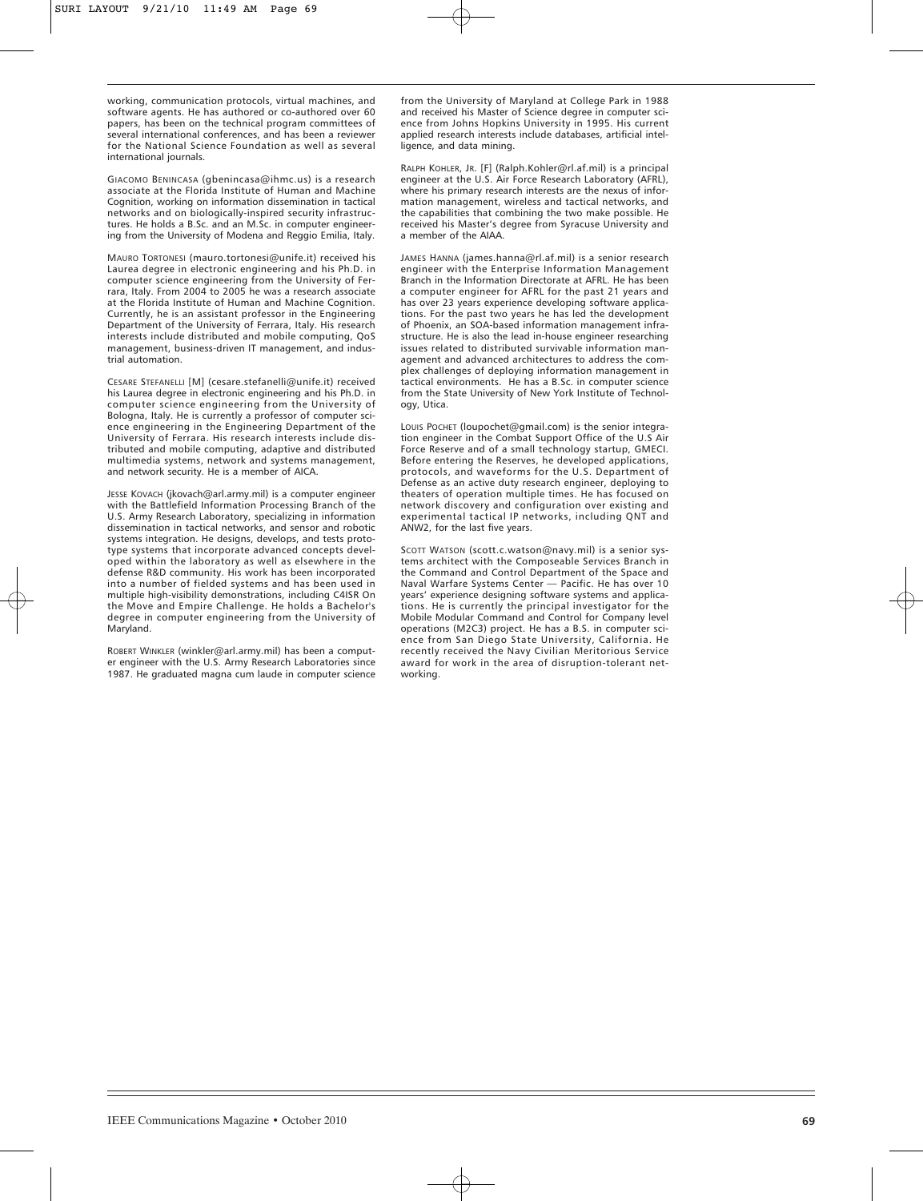working, communication protocols, virtual machines, and software agents. He has authored or co-authored over 60 papers, has been on the technical program committees of several international conferences, and has been a reviewer for the National Science Foundation as well as several international journals.

GIACOMO BENINCASA (gbenincasa@ihmc.us) is a research associate at the Florida Institute of Human and Machine Cognition, working on information dissemination in tactical networks and on biologically-inspired security infrastructures. He holds a B.Sc. and an M.Sc. in computer engineering from the University of Modena and Reggio Emilia, Italy.

MAURO TORTONESI (mauro.tortonesi@unife.it) received his Laurea degree in electronic engineering and his Ph.D. in computer science engineering from the University of Ferrara, Italy. From 2004 to 2005 he was a research associate at the Florida Institute of Human and Machine Cognition. Currently, he is an assistant professor in the Engineering Department of the University of Ferrara, Italy. His research interests include distributed and mobile computing, QoS management, business-driven IT management, and industrial automation.

CESARE STEFANELLI [M] (cesare.stefanelli@unife.it) received his Laurea degree in electronic engineering and his Ph.D. in computer science engineering from the University of Bologna, Italy. He is currently a professor of computer science engineering in the Engineering Department of the University of Ferrara. His research interests include distributed and mobile computing, adaptive and distributed multimedia systems, network and systems management, and network security. He is a member of AICA.

JESSE KOVACH (jkovach@arl.army.mil) is a computer engineer with the Battlefield Information Processing Branch of the U.S. Army Research Laboratory, specializing in information dissemination in tactical networks, and sensor and robotic systems integration. He designs, develops, and tests prototype systems that incorporate advanced concepts developed within the laboratory as well as elsewhere in the defense R&D community. His work has been incorporated into a number of fielded systems and has been used in multiple high-visibility demonstrations, including C4ISR On the Move and Empire Challenge. He holds a Bachelor's degree in computer engineering from the University of Maryland.

ROBERT WINKLER (winkler@arl.army.mil) has been a computer engineer with the U.S. Army Research Laboratories since 1987. He graduated magna cum laude in computer science from the University of Maryland at College Park in 1988 and received his Master of Science degree in computer science from Johns Hopkins University in 1995. His current applied research interests include databases, artificial intelligence, and data mining.

RALPH KOHLER, JR. [F] (Ralph.Kohler@rl.af.mil) is a principal engineer at the U.S. Air Force Research Laboratory (AFRL), where his primary research interests are the nexus of information management, wireless and tactical networks, and the capabilities that combining the two make possible. He received his Master's degree from Syracuse University and a member of the AIAA.

JAMES HANNA (james.hanna@rl.af.mil) is a senior research engineer with the Enterprise Information Management Branch in the Information Directorate at AFRL. He has been a computer engineer for AFRL for the past 21 years and has over 23 years experience developing software applications. For the past two years he has led the development of Phoenix, an SOA-based information management infrastructure. He is also the lead in-house engineer researching issues related to distributed survivable information management and advanced architectures to address the complex challenges of deploying information management in tactical environments. He has a B.Sc. in computer science from the State University of New York Institute of Technology, Utica.

LOUIS POCHET (loupochet@gmail.com) is the senior integration engineer in the Combat Support Office of the U.S Air Force Reserve and of a small technology startup, GMECI. Before entering the Reserves, he developed applications, protocols, and waveforms for the U.S. Department of Defense as an active duty research engineer, deploying to theaters of operation multiple times. He has focused on network discovery and configuration over existing and experimental tactical IP networks, including QNT and ANW2, for the last five years.

SCOTT WATSON (scott.c.watson@navy.mil) is a senior systems architect with the Composeable Services Branch in the Command and Control Department of the Space and Naval Warfare Systems Center — Pacific. He has over 10 years' experience designing software systems and applications. He is currently the principal investigator for the Mobile Modular Command and Control for Company level operations (M2C3) project. He has a B.S. in computer science from San Diego State University, California. He recently received the Navy Civilian Meritorious Service award for work in the area of disruption-tolerant networking.